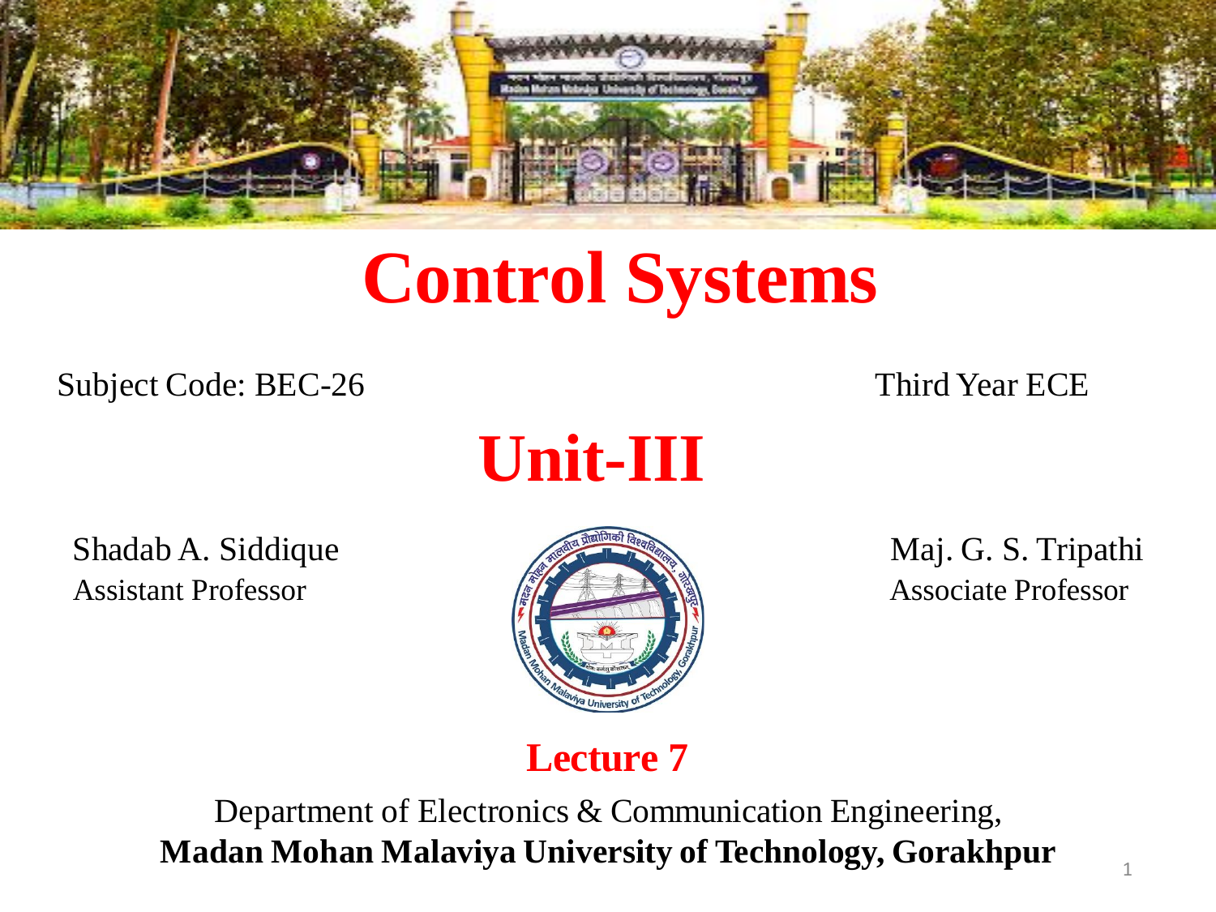# Control Systems

Subject Code: BEC-26

Third Year ECE

# Unit-III

Shadab A. Siddique
Assistant Professor

Maj. G. S. Tripathi
Associate Professor

## Lecture 7

Department of Electronics & Communication Engineering,
**Madan Mohan Malaviya University of Technology, Gorakhpur**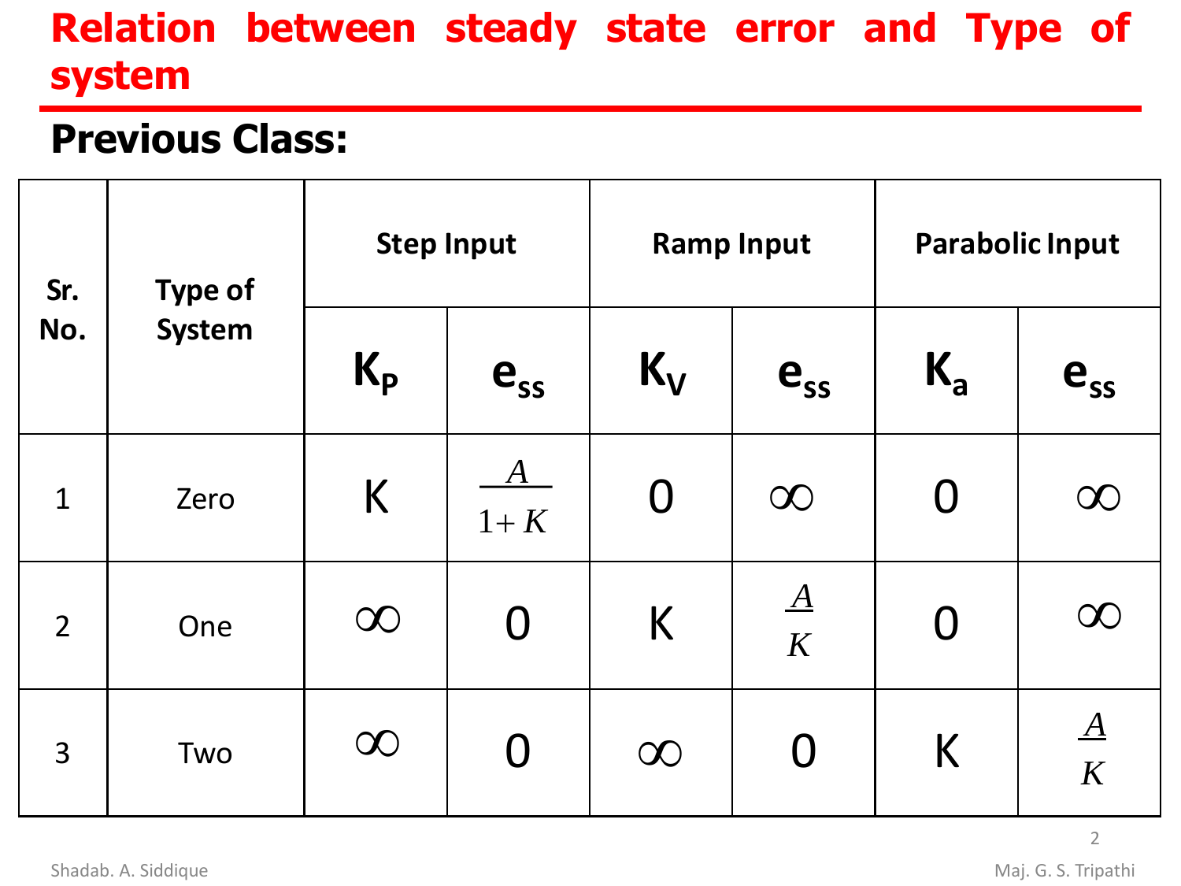# Relation between steady state error and Type of system

## Previous Class:

| Sr. No. | Type of System | Step Input | | Ramp Input | | Parabolic Input | |
|---|---|---|---|---|---|---|---|
| | | $K_P$ | $e_{ss}$ | $K_V$ | $e_{ss}$ | $K_a$ | $e_{ss}$ |
| 1 | Zero | K | $\frac{A}{1+K}$ | 0 | $\infty$ | 0 | $\infty$ |
| 2 | One | $\infty$ | 0 | K | $\frac{A}{K}$ | 0 | $\infty$ |
| 3 | Two | $\infty$ | 0 | $\infty$ | 0 | K | $\frac{A}{K}$ |

Shadab. A. Siddique

Maj. G. S. Tripathi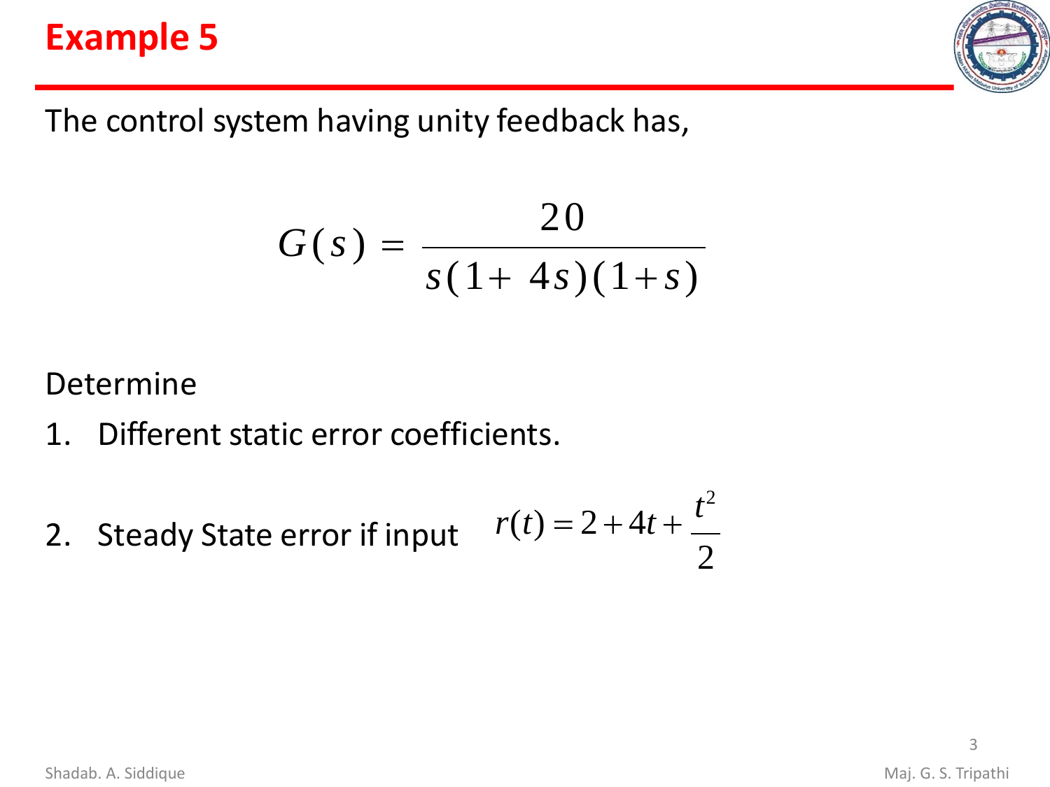# Example 5

The control system having unity feedback has,

$$G(s) = \frac{20}{s(1+4s)(1+s)}$$

Determine

1. Different static error coefficients.
2. Steady State error if input $r(t) = 2 + 4t + \frac{t^2}{2}$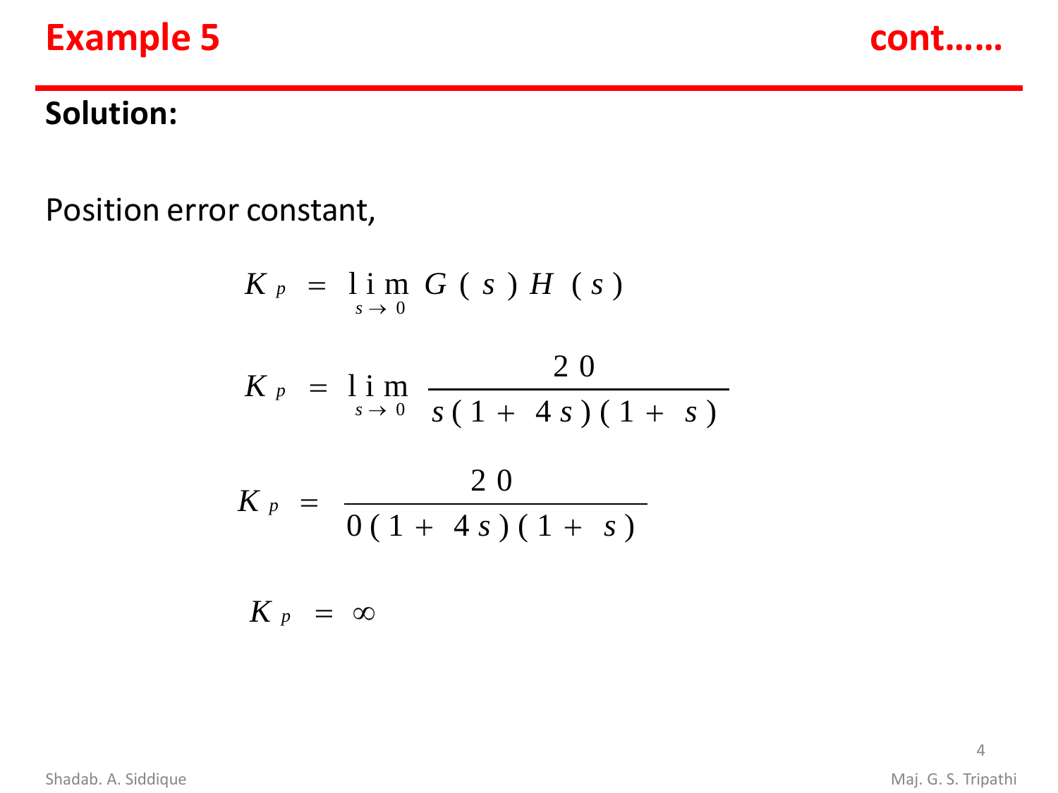# Example 5 cont……

**Solution:**

Position error constant,

$$K_p = \lim_{s \to 0} G(s)H(s)$$

$$K_p = \lim_{s \to 0} \frac{20}{s(1+4s)(1+s)}$$

$$K_p = \frac{20}{0(1+4s)(1+s)}$$

$$K_p = \infty$$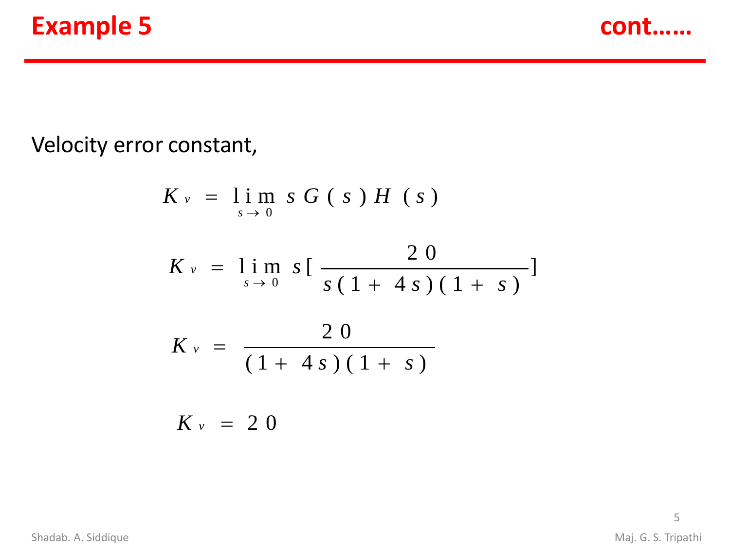# Example 5 cont……

Velocity error constant,

$$K_v = \lim_{s \to 0} sG(s)H(s)$$

$$K_v = \lim_{s \to 0} s[\frac{20}{s(1+4s)(1+s)}]$$

$$K_v = \frac{20}{(1+4s)(1+s)}$$

$$K_v = 20$$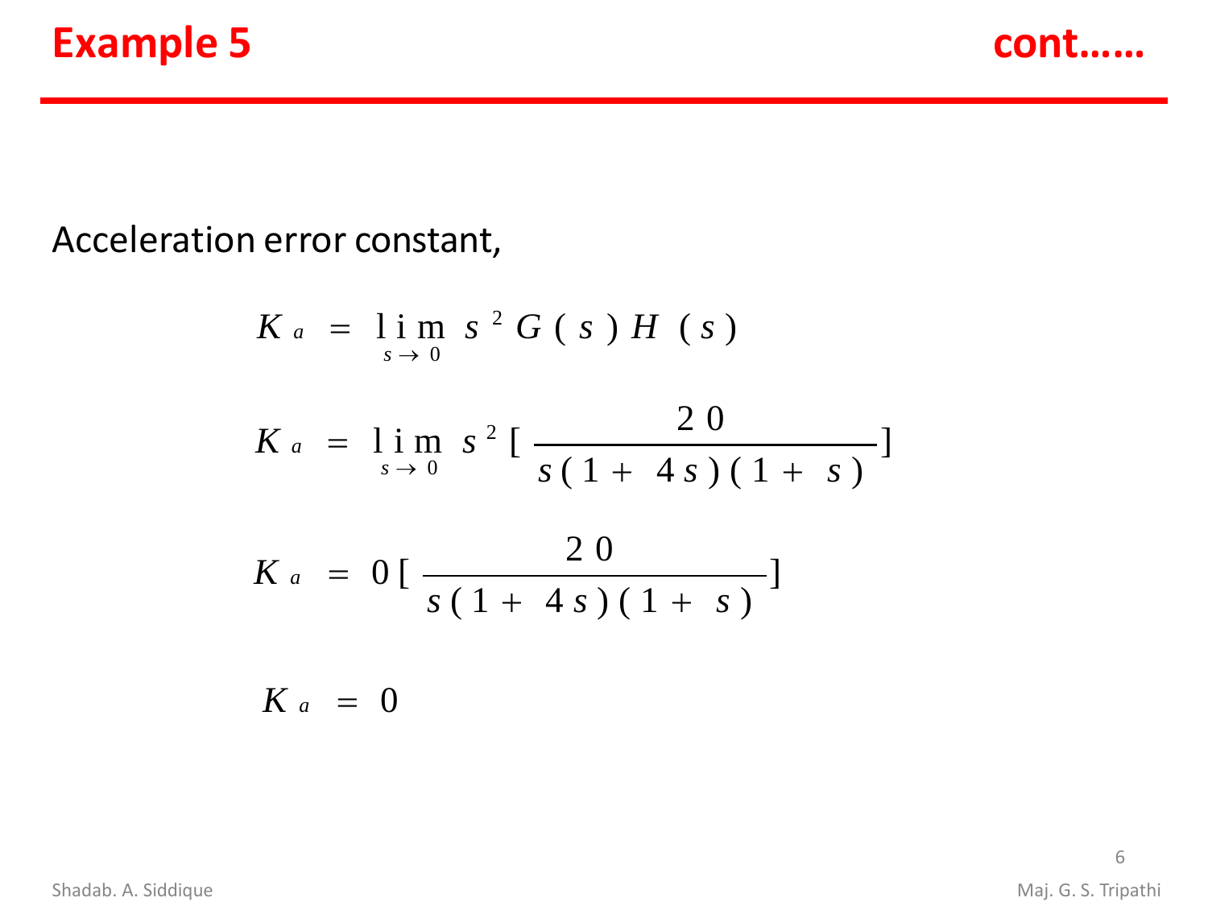## Example 5 cont……

Acceleration error constant,

$$K_a = \lim_{s \to 0} s^2 G(s) H(s)$$

$$K_a = \lim_{s \to 0} s^2 \left[ \frac{20}{s(1+4s)(1+s)} \right]$$

$$K_a = 0 \left[ \frac{20}{s(1+4s)(1+s)} \right]$$

$$K_a = 0$$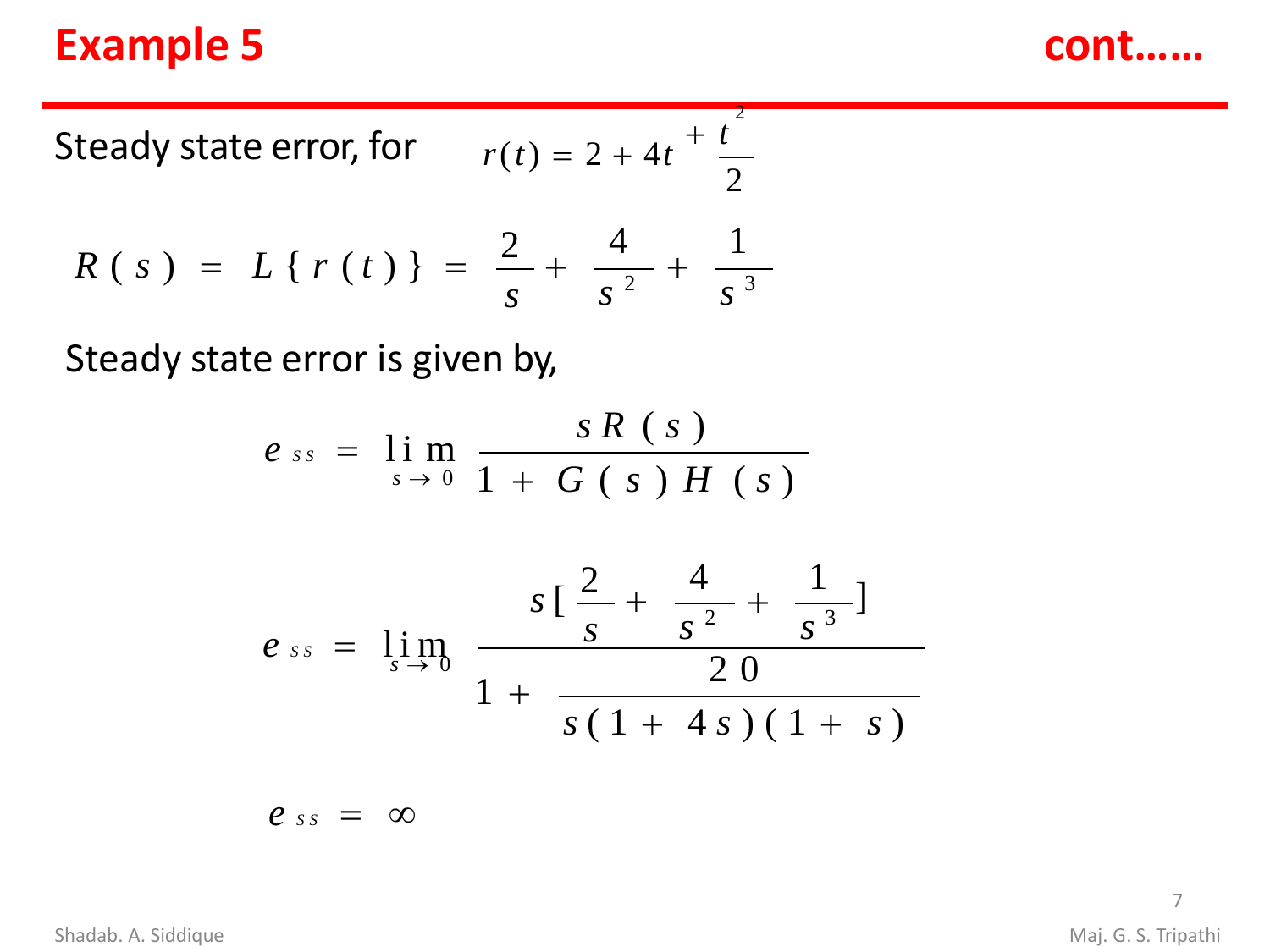# Example 5 cont……

Steady state error, for $r(t) = 2 + 4t + \frac{t^2}{2}$

$$R(s) = L\{r(t)\} = \frac{2}{s} + \frac{4}{s^2} + \frac{1}{s^3}$$

Steady state error is given by,

$$e_{ss} = \lim_{s \to 0} \frac{sR(s)}{1 + G(s)H(s)}$$

$$e_{ss} = \lim_{s \to 0} \frac{s[\frac{2}{s} + \frac{4}{s^2} + \frac{1}{s^3}]}{1 + \frac{20}{s(1+4s)(1+s)}}$$

$$e_{ss} = \infty$$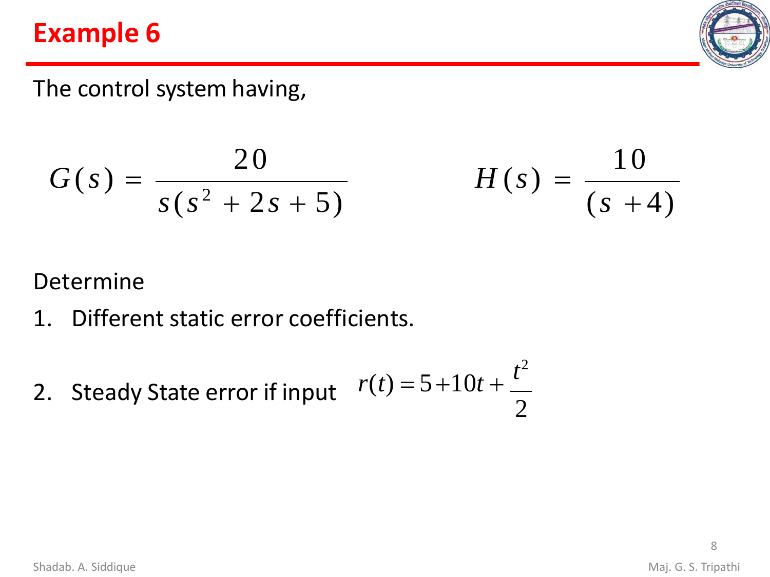# Example 6

The control system having,

$$G(s) = \frac{20}{s(s^2 + 2s + 5)} \qquad H(s) = \frac{10}{(s+4)}$$

Determine

1. Different static error coefficients.
2. Steady State error if input $r(t) = 5 + 10t + \frac{t^2}{2}$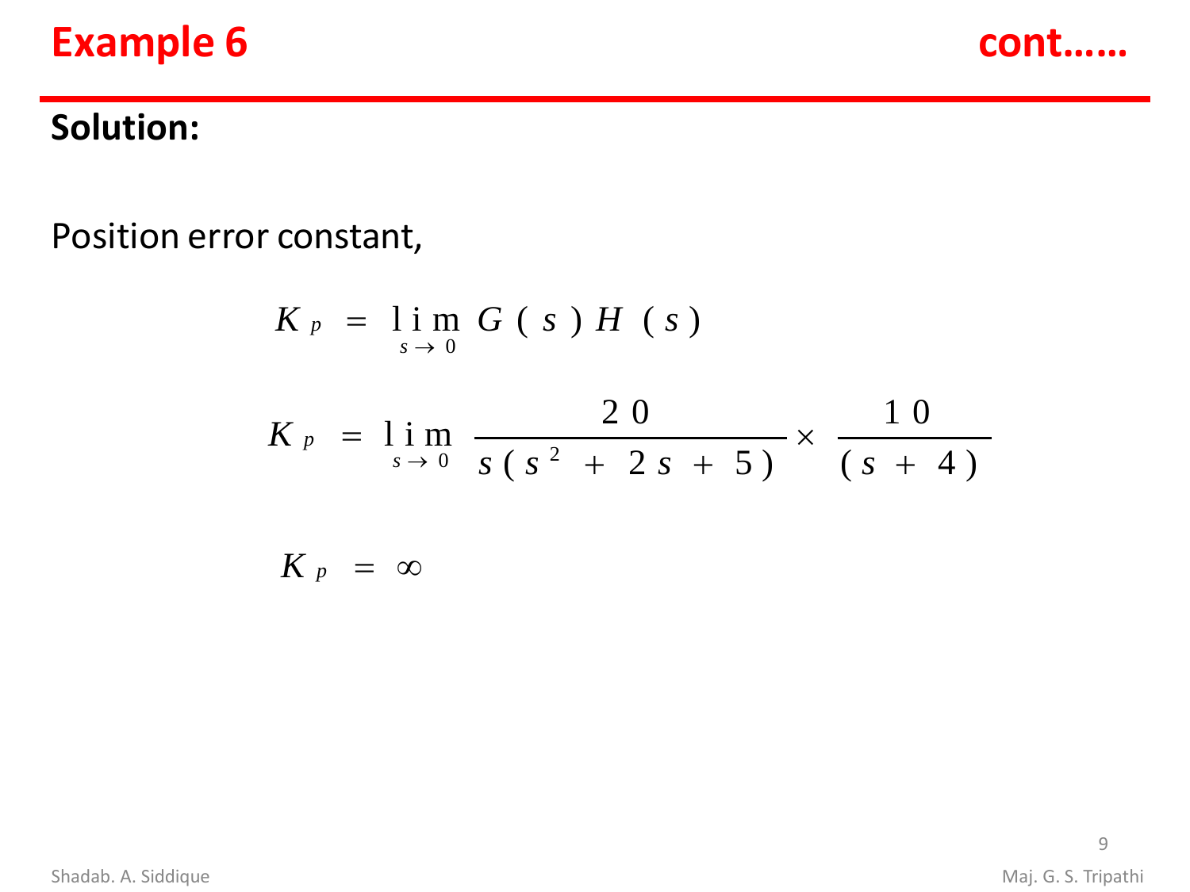# Example 6 cont……

**Solution:**

Position error constant,

$$K_p = \lim_{s \to 0} G(s)H(s)$$

$$K_p = \lim_{s \to 0} \frac{20}{s(s^2 + 2s + 5)} \times \frac{10}{(s + 4)}$$

$$K_p = \infty$$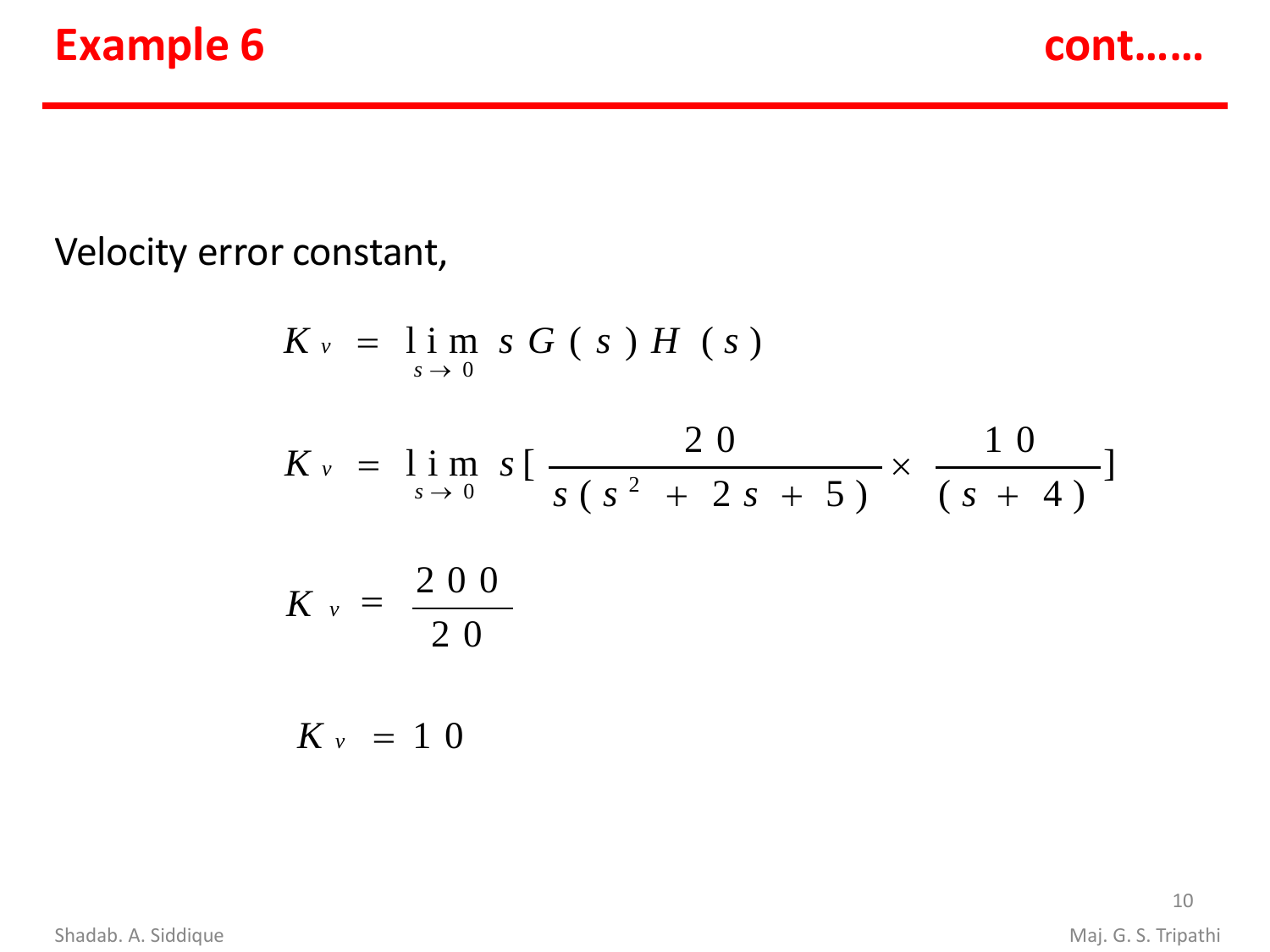# Example 6 cont……

Velocity error constant,

$$K_v = \lim_{s \to 0} sG(s)H(s)$$

$$K_v = \lim_{s \to 0} s\left[\frac{20}{s(s^2 + 2s + 5)} \times \frac{10}{(s + 4)}\right]$$

$$K_v = \frac{200}{20}$$

$$K_v = 10$$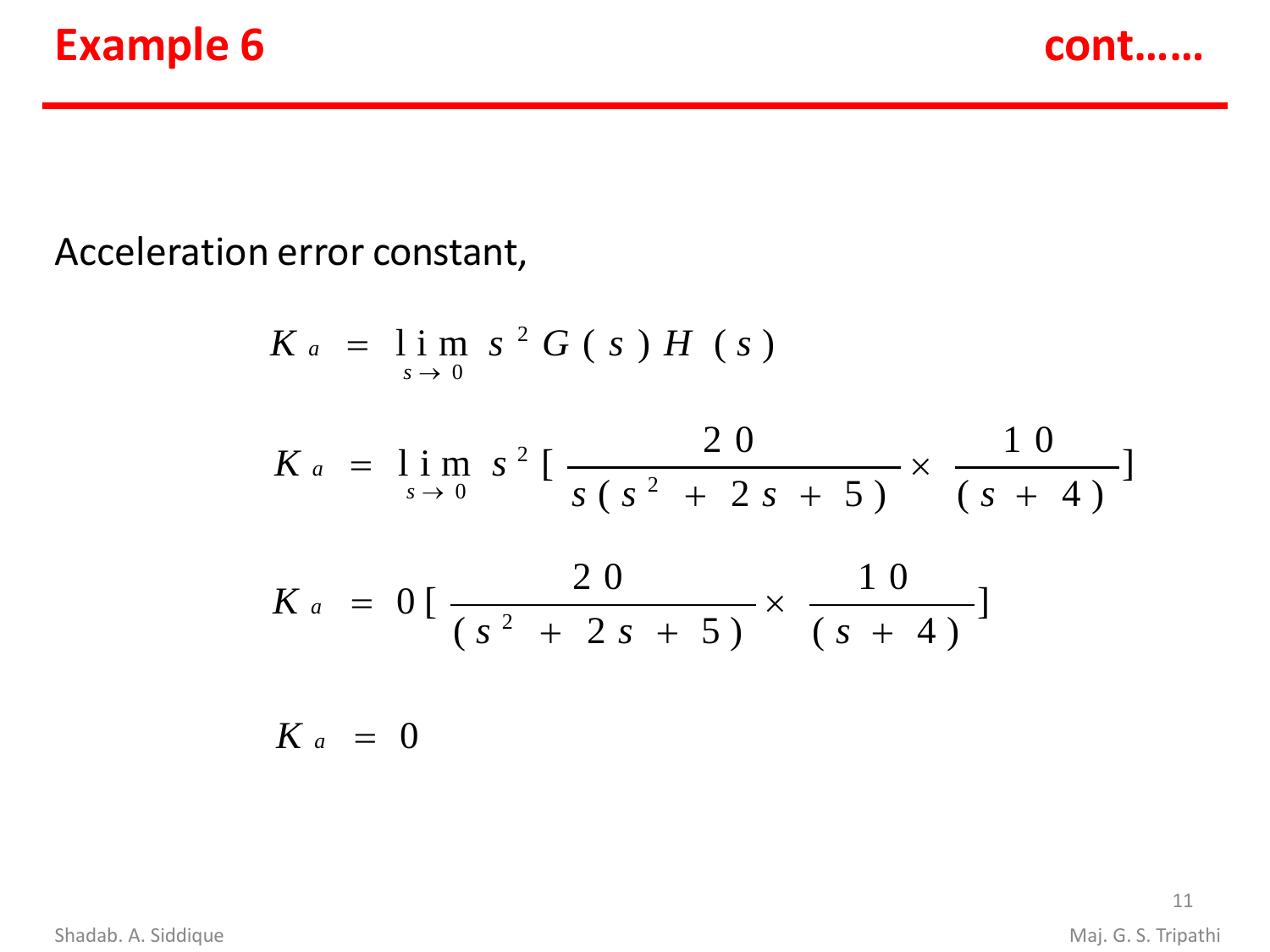# Example 6 cont……

Acceleration error constant,

$$K_a = \lim_{s \to 0} s^2 G(s) H(s)$$

$$K_a = \lim_{s \to 0} s^2 [\frac{20}{s(s^2 + 2s + 5)} \times \frac{10}{(s + 4)}]$$

$$K_a = 0 [\frac{20}{(s^2 + 2s + 5)} \times \frac{10}{(s + 4)}]$$

$$K_a = 0$$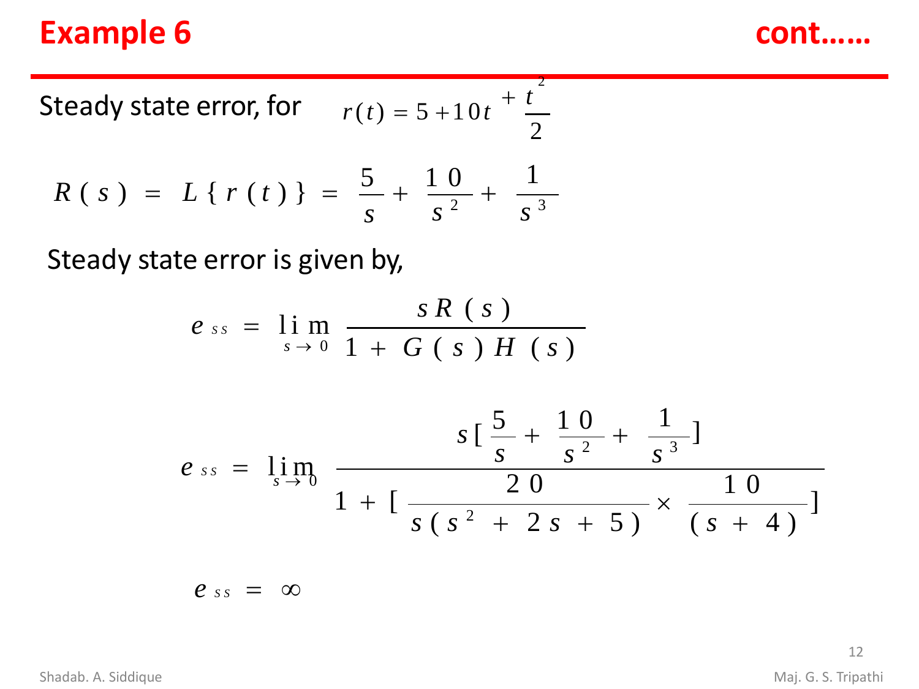# Example 6 cont……

Steady state error, for $r(t) = 5 + 10t + \frac{t^2}{2}$

$$R(s) = L\{r(t)\} = \frac{5}{s} + \frac{10}{s^2} + \frac{1}{s^3}$$

Steady state error is given by,

$$e_{ss} = \lim_{s \to 0} \frac{sR(s)}{1 + G(s)H(s)}$$

$$e_{ss} = \lim_{s \to 0} \frac{s[\frac{5}{s} + \frac{10}{s^2} + \frac{1}{s^3}]}{1 + [\frac{20}{s(s^2 + 2s + 5)} \times \frac{10}{(s+4)}]}$$

$$e_{ss} = \infty$$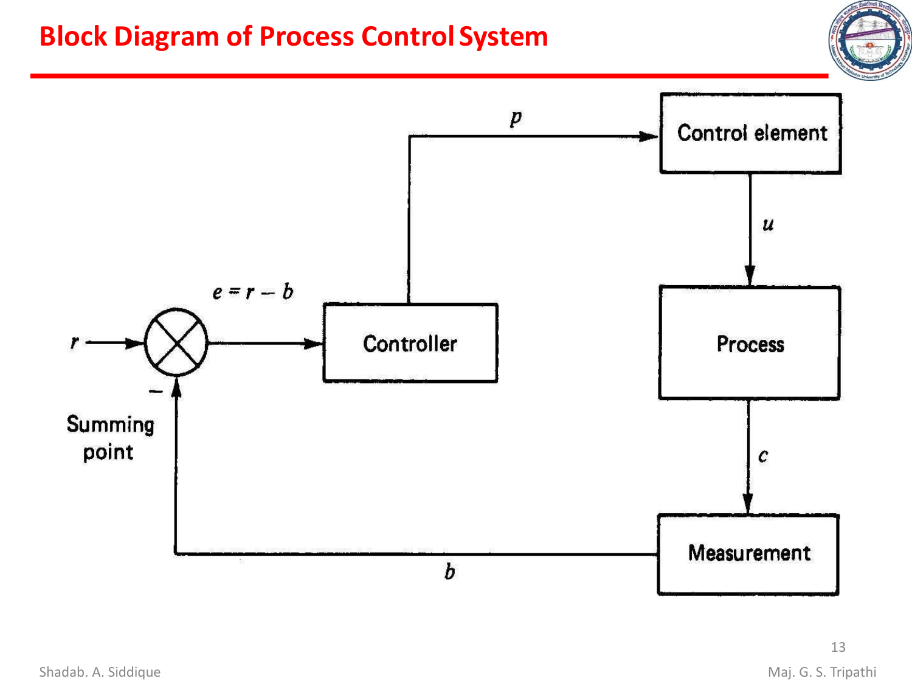# Block Diagram of Process Control System

Control element

$p$

$u$

Process

$c$

Measurement

$b$

$r$

$e = r - b$

Controller

$-$

Summing point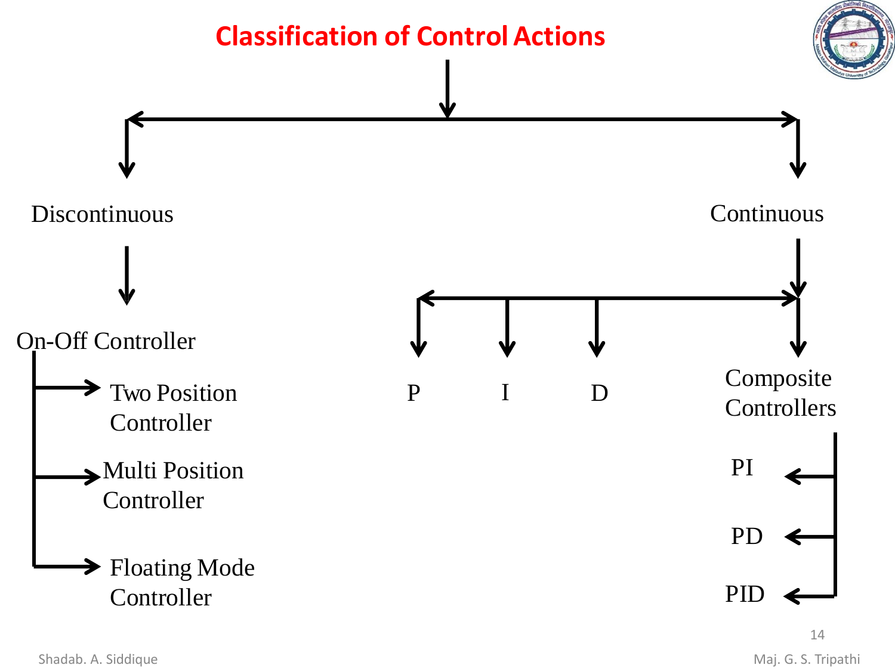# Classification of Control Actions

- Discontinuous
  - On-Off Controller
    - Two Position Controller
    - Multi Position Controller
    - Floating Mode Controller
- Continuous
  - P
  - I
  - D
  - Composite Controllers
    - PI
    - PD
    - PID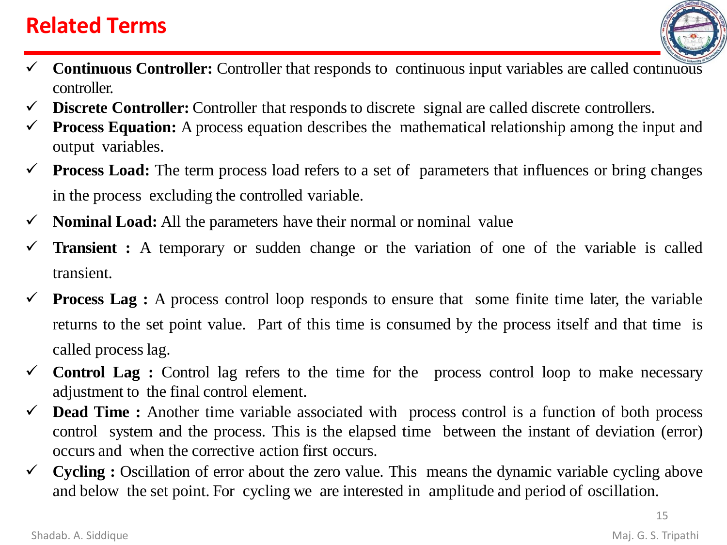# Related Terms

- **Continuous Controller:** Controller that responds to continuous input variables are called continuous controller.
- **Discrete Controller:** Controller that responds to discrete signal are called discrete controllers.
- **Process Equation:** A process equation describes the mathematical relationship among the input and output variables.
- **Process Load:** The term process load refers to a set of parameters that influences or bring changes in the process excluding the controlled variable.
- **Nominal Load:** All the parameters have their normal or nominal value
- **Transient :** A temporary or sudden change or the variation of one of the variable is called transient.
- **Process Lag :** A process control loop responds to ensure that some finite time later, the variable returns to the set point value. Part of this time is consumed by the process itself and that time is called process lag.
- **Control Lag :** Control lag refers to the time for the process control loop to make necessary adjustment to the final control element.
- **Dead Time :** Another time variable associated with process control is a function of both process control system and the process. This is the elapsed time between the instant of deviation (error) occurs and when the corrective action first occurs.
- **Cycling :** Oscillation of error about the zero value. This means the dynamic variable cycling above and below the set point. For cycling we are interested in amplitude and period of oscillation.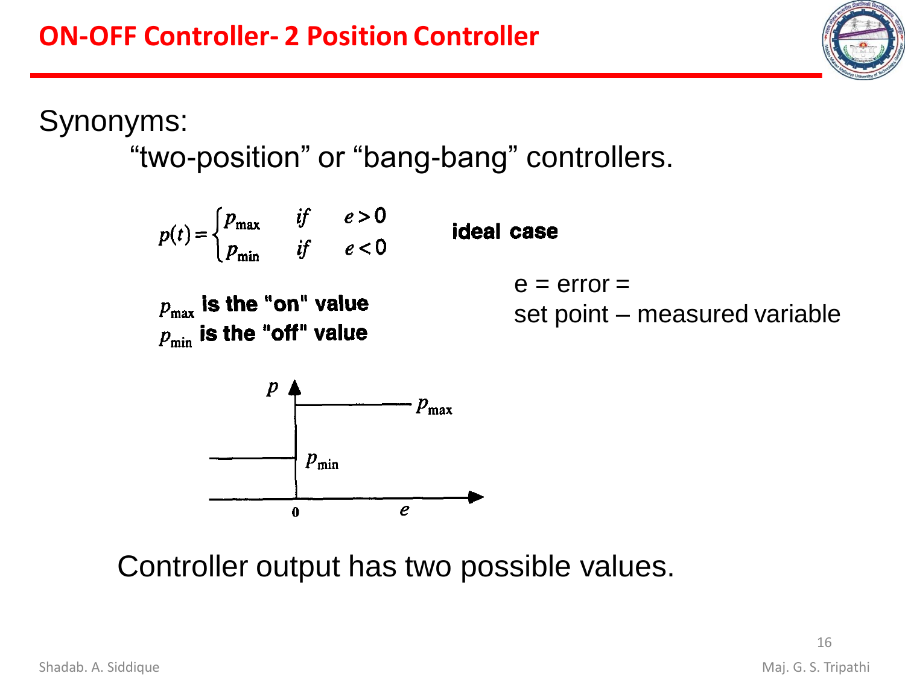# ON-OFF Controller- 2 Position Controller

Synonyms:

"two-position" or "bang-bang" controllers.

$$p(t) = \begin{cases} p_{\max} & \text{if} \quad e > 0 \\ p_{\min} & \text{if} \quad e < 0 \end{cases}$$

**ideal case**

$p_{\max}$ **is the "on" value**

$p_{\min}$ **is the "off" value**

e = error = set point – measured variable

Controller output has two possible values.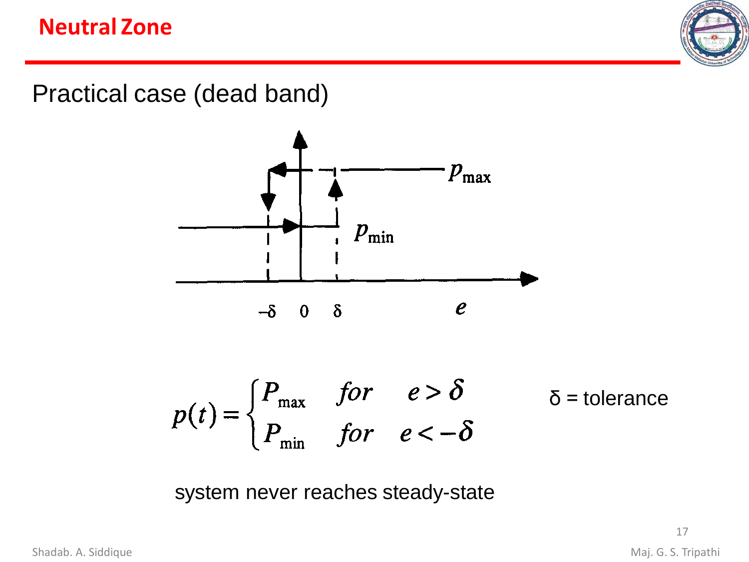# Neutral Zone

Practical case (dead band)

$p_{\max}$

$p_{\min}$

$-\delta$ 0 $\delta$ $e$

$$p(t) = \begin{cases} P_{\max} & for \quad e > \delta \\ P_{\min} & for \quad e < -\delta \end{cases}$$

δ = tolerance

system never reaches steady-state